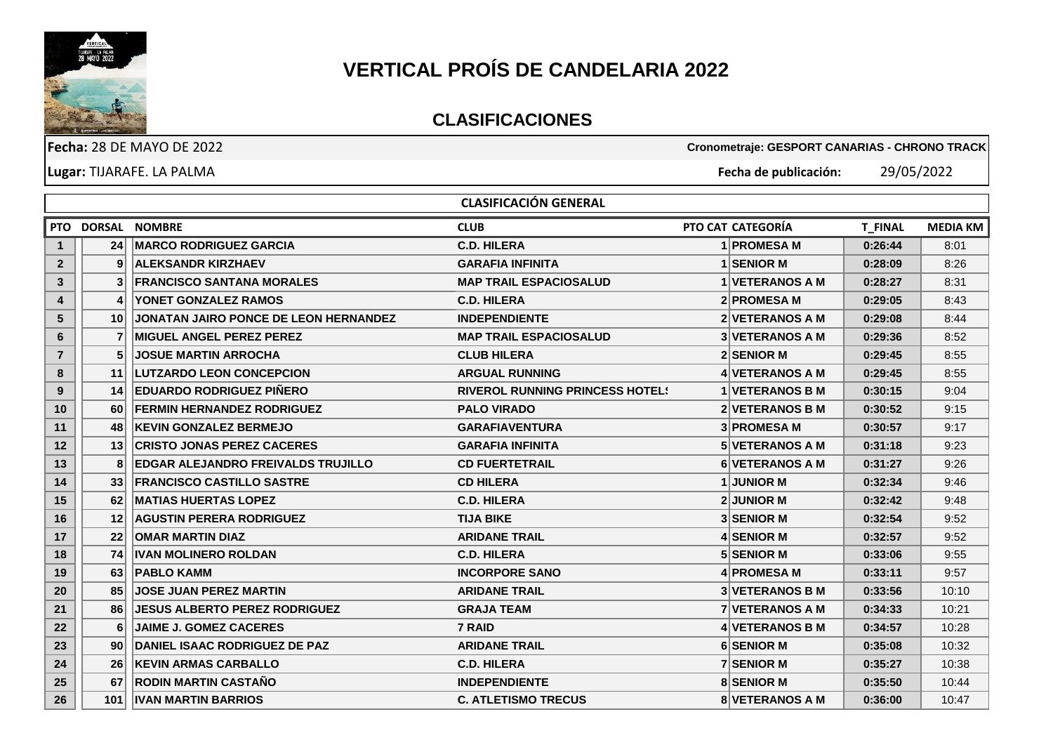# VERTICAL PROÍS DE CANDELARIA 2022

## CLASIFICACIONES

**Fecha:** 28 DE MAYO DE 2022 — **Cronometraje: GESPORT CANARIAS - CHRONO TRACK**

**Lugar:** TIJARAFE. LA PALMA — **Fecha de publicación:** 29/05/2022

### CLASIFICACIÓN GENERAL

| PTO | DORSAL | NOMBRE | CLUB | PTO CAT | CATEGORÍA | T_FINAL | MEDIA KM |
|---|---|---|---|---|---|---|---|
| 1 | 24 | MARCO RODRIGUEZ GARCIA | C.D. HILERA | 1 | PROMESA M | 0:26:44 | 8:01 |
| 2 | 9 | ALEKSANDR KIRZHAEV | GARAFIA INFINITA | 1 | SENIOR M | 0:28:09 | 8:26 |
| 3 | 3 | FRANCISCO SANTANA MORALES | MAP TRAIL ESPACIOSALUD | 1 | VETERANOS A M | 0:28:27 | 8:31 |
| 4 | 4 | YONET GONZALEZ RAMOS | C.D. HILERA | 2 | PROMESA M | 0:29:05 | 8:43 |
| 5 | 10 | JONATAN JAIRO PONCE DE LEON HERNANDEZ | INDEPENDIENTE | 2 | VETERANOS A M | 0:29:08 | 8:44 |
| 6 | 7 | MIGUEL ANGEL PEREZ PEREZ | MAP TRAIL ESPACIOSALUD | 3 | VETERANOS A M | 0:29:36 | 8:52 |
| 7 | 5 | JOSUE MARTIN ARROCHA | CLUB HILERA | 2 | SENIOR M | 0:29:45 | 8:55 |
| 8 | 11 | LUTZARDO LEON CONCEPCION | ARGUAL RUNNING | 4 | VETERANOS A M | 0:29:45 | 8:55 |
| 9 | 14 | EDUARDO RODRIGUEZ PIÑERO | RIVEROL RUNNING PRINCESS HOTELS | 1 | VETERANOS B M | 0:30:15 | 9:04 |
| 10 | 60 | FERMIN HERNANDEZ RODRIGUEZ | PALO VIRADO | 2 | VETERANOS B M | 0:30:52 | 9:15 |
| 11 | 48 | KEVIN GONZALEZ BERMEJO | GARAFIAVENTURA | 3 | PROMESA M | 0:30:57 | 9:17 |
| 12 | 13 | CRISTO JONAS PEREZ CACERES | GARAFIA INFINITA | 5 | VETERANOS A M | 0:31:18 | 9:23 |
| 13 | 8 | EDGAR ALEJANDRO FREIVALDS TRUJILLO | CD FUERTETRAIL | 6 | VETERANOS A M | 0:31:27 | 9:26 |
| 14 | 33 | FRANCISCO CASTILLO SASTRE | CD HILERA | 1 | JUNIOR M | 0:32:34 | 9:46 |
| 15 | 62 | MATIAS HUERTAS LOPEZ | C.D. HILERA | 2 | JUNIOR M | 0:32:42 | 9:48 |
| 16 | 12 | AGUSTIN PERERA RODRIGUEZ | TIJA BIKE | 3 | SENIOR M | 0:32:54 | 9:52 |
| 17 | 22 | OMAR MARTIN DIAZ | ARIDANE TRAIL | 4 | SENIOR M | 0:32:57 | 9:52 |
| 18 | 74 | IVAN MOLINERO ROLDAN | C.D. HILERA | 5 | SENIOR M | 0:33:06 | 9:55 |
| 19 | 63 | PABLO KAMM | INCORPORE SANO | 4 | PROMESA M | 0:33:11 | 9:57 |
| 20 | 85 | JOSE JUAN PEREZ MARTIN | ARIDANE TRAIL | 3 | VETERANOS B M | 0:33:56 | 10:10 |
| 21 | 86 | JESUS ALBERTO PEREZ RODRIGUEZ | GRAJA TEAM | 7 | VETERANOS A M | 0:34:33 | 10:21 |
| 22 | 6 | JAIME J. GOMEZ CACERES | 7 RAID | 4 | VETERANOS B M | 0:34:57 | 10:28 |
| 23 | 90 | DANIEL ISAAC RODRIGUEZ DE PAZ | ARIDANE TRAIL | 6 | SENIOR M | 0:35:08 | 10:32 |
| 24 | 26 | KEVIN ARMAS CARBALLO | C.D. HILERA | 7 | SENIOR M | 0:35:27 | 10:38 |
| 25 | 67 | RODIN MARTIN CASTAÑO | INDEPENDIENTE | 8 | SENIOR M | 0:35:50 | 10:44 |
| 26 | 101 | IVAN MARTIN BARRIOS | C. ATLETISMO TRECUS | 8 | VETERANOS A M | 0:36:00 | 10:47 |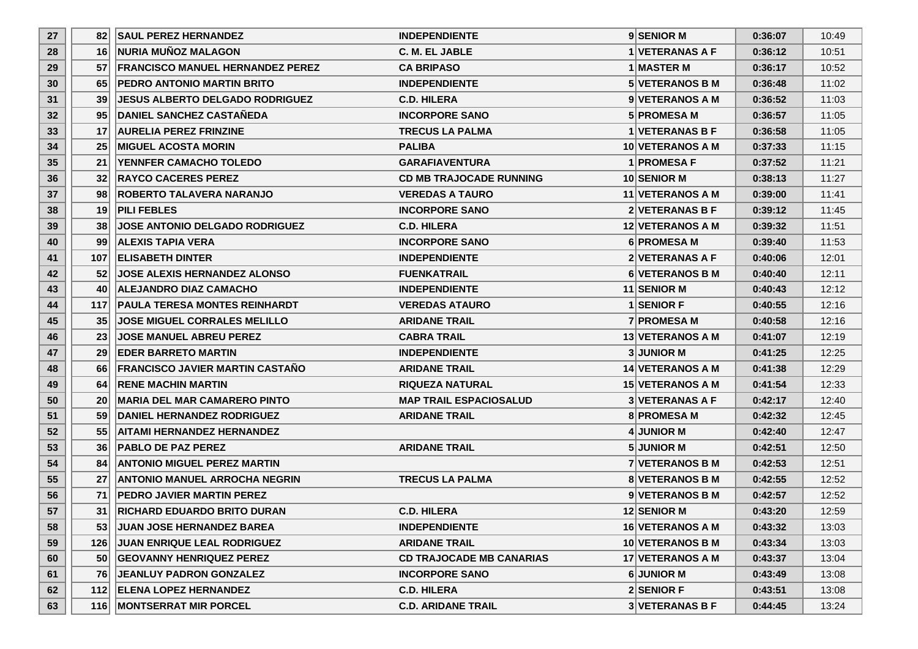| | | | | | | | |
|---|---|---|---|---|---|---|---|
| 27 | 82 | SAUL PEREZ HERNANDEZ | INDEPENDIENTE | 9 | SENIOR M | 0:36:07 | 10:49 |
| 28 | 16 | NURIA MUÑOZ MALAGON | C. M. EL JABLE | 1 | VETERANAS A F | 0:36:12 | 10:51 |
| 29 | 57 | FRANCISCO MANUEL HERNANDEZ PEREZ | CA BRIPASO | 1 | MASTER M | 0:36:17 | 10:52 |
| 30 | 65 | PEDRO ANTONIO MARTIN BRITO | INDEPENDIENTE | 5 | VETERANOS B M | 0:36:48 | 11:02 |
| 31 | 39 | JESUS ALBERTO DELGADO RODRIGUEZ | C.D. HILERA | 9 | VETERANOS A M | 0:36:52 | 11:03 |
| 32 | 95 | DANIEL SANCHEZ CASTAÑEDA | INCORPORE SANO | 5 | PROMESA M | 0:36:57 | 11:05 |
| 33 | 17 | AURELIA PEREZ FRINZINE | TRECUS LA PALMA | 1 | VETERANAS B F | 0:36:58 | 11:05 |
| 34 | 25 | MIGUEL ACOSTA MORIN | PALIBA | 10 | VETERANOS A M | 0:37:33 | 11:15 |
| 35 | 21 | YENNFER CAMACHO TOLEDO | GARAFIAVENTURA | 1 | PROMESA F | 0:37:52 | 11:21 |
| 36 | 32 | RAYCO CACERES PEREZ | CD MB TRAJOCADE RUNNING | 10 | SENIOR M | 0:38:13 | 11:27 |
| 37 | 98 | ROBERTO TALAVERA NARANJO | VEREDAS A TAURO | 11 | VETERANOS A M | 0:39:00 | 11:41 |
| 38 | 19 | PILI FEBLES | INCORPORE SANO | 2 | VETERANAS B F | 0:39:12 | 11:45 |
| 39 | 38 | JOSE ANTONIO DELGADO RODRIGUEZ | C.D. HILERA | 12 | VETERANOS A M | 0:39:32 | 11:51 |
| 40 | 99 | ALEXIS TAPIA VERA | INCORPORE SANO | 6 | PROMESA M | 0:39:40 | 11:53 |
| 41 | 107 | ELISABETH DINTER | INDEPENDIENTE | 2 | VETERANAS A F | 0:40:06 | 12:01 |
| 42 | 52 | JOSE ALEXIS HERNANDEZ ALONSO | FUENKATRAIL | 6 | VETERANOS B M | 0:40:40 | 12:11 |
| 43 | 40 | ALEJANDRO DIAZ CAMACHO | INDEPENDIENTE | 11 | SENIOR M | 0:40:43 | 12:12 |
| 44 | 117 | PAULA TERESA MONTES REINHARDT | VEREDAS ATAURO | 1 | SENIOR F | 0:40:55 | 12:16 |
| 45 | 35 | JOSE MIGUEL CORRALES MELILLO | ARIDANE TRAIL | 7 | PROMESA M | 0:40:58 | 12:16 |
| 46 | 23 | JOSE MANUEL ABREU PEREZ | CABRA TRAIL | 13 | VETERANOS A M | 0:41:07 | 12:19 |
| 47 | 29 | EDER BARRETO MARTIN | INDEPENDIENTE | 3 | JUNIOR M | 0:41:25 | 12:25 |
| 48 | 66 | FRANCISCO JAVIER MARTIN CASTAÑO | ARIDANE TRAIL | 14 | VETERANOS A M | 0:41:38 | 12:29 |
| 49 | 64 | RENE MACHIN MARTIN | RIQUEZA NATURAL | 15 | VETERANOS A M | 0:41:54 | 12:33 |
| 50 | 20 | MARIA DEL MAR CAMARERO PINTO | MAP TRAIL ESPACIOSALUD | 3 | VETERANAS A F | 0:42:17 | 12:40 |
| 51 | 59 | DANIEL HERNANDEZ RODRIGUEZ | ARIDANE TRAIL | 8 | PROMESA M | 0:42:32 | 12:45 |
| 52 | 55 | AITAMI HERNANDEZ HERNANDEZ | | 4 | JUNIOR M | 0:42:40 | 12:47 |
| 53 | 36 | PABLO DE PAZ PEREZ | ARIDANE TRAIL | 5 | JUNIOR M | 0:42:51 | 12:50 |
| 54 | 84 | ANTONIO MIGUEL PEREZ MARTIN | | 7 | VETERANOS B M | 0:42:53 | 12:51 |
| 55 | 27 | ANTONIO MANUEL ARROCHA NEGRIN | TRECUS LA PALMA | 8 | VETERANOS B M | 0:42:55 | 12:52 |
| 56 | 71 | PEDRO JAVIER MARTIN PEREZ | | 9 | VETERANOS B M | 0:42:57 | 12:52 |
| 57 | 31 | RICHARD EDUARDO BRITO DURAN | C.D. HILERA | 12 | SENIOR M | 0:43:20 | 12:59 |
| 58 | 53 | JUAN JOSE HERNANDEZ BAREA | INDEPENDIENTE | 16 | VETERANOS A M | 0:43:32 | 13:03 |
| 59 | 126 | JUAN ENRIQUE LEAL RODRIGUEZ | ARIDANE TRAIL | 10 | VETERANOS B M | 0:43:34 | 13:03 |
| 60 | 50 | GEOVANNY HENRIQUEZ PEREZ | CD TRAJOCADE MB CANARIAS | 17 | VETERANOS A M | 0:43:37 | 13:04 |
| 61 | 76 | JEANLUY PADRON GONZALEZ | INCORPORE SANO | 6 | JUNIOR M | 0:43:49 | 13:08 |
| 62 | 112 | ELENA LOPEZ HERNANDEZ | C.D. HILERA | 2 | SENIOR F | 0:43:51 | 13:08 |
| 63 | 116 | MONTSERRAT MIR PORCEL | C.D. ARIDANE TRAIL | 3 | VETERANAS B F | 0:44:45 | 13:24 |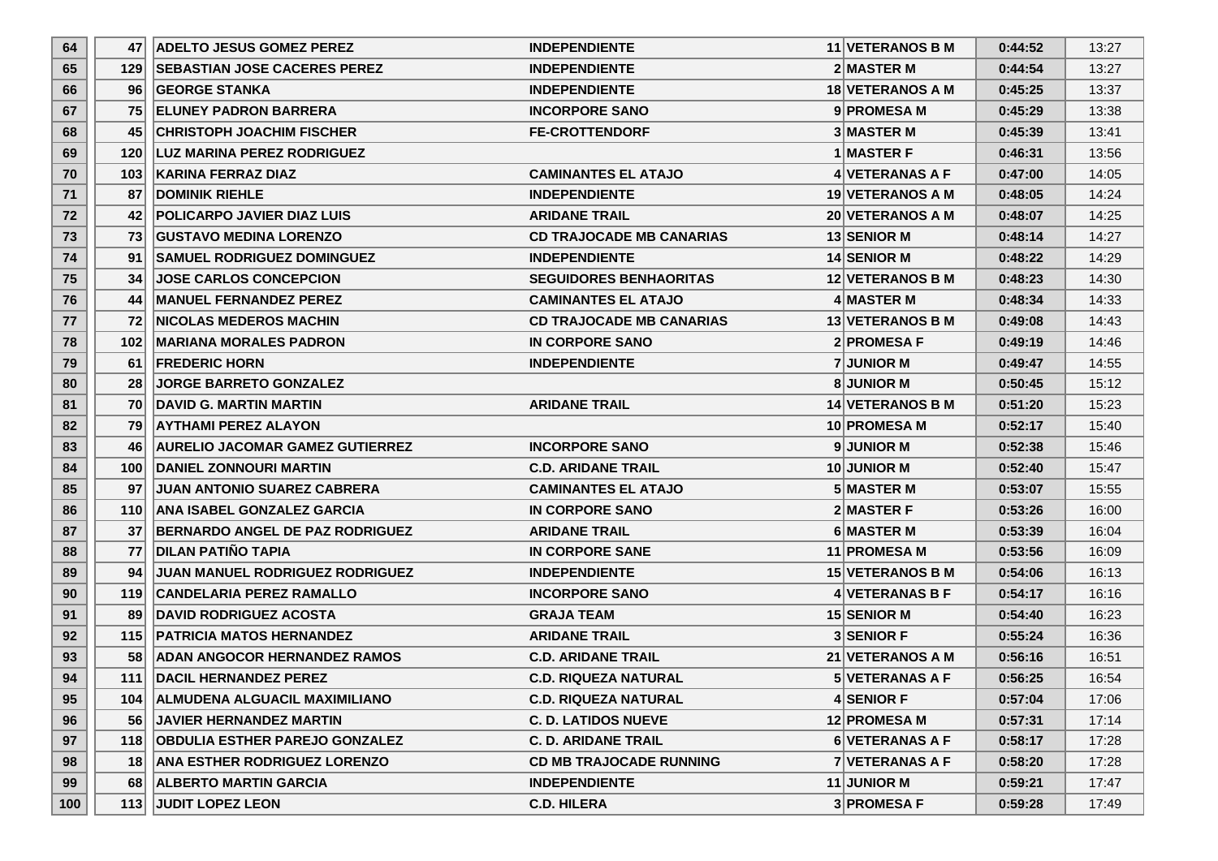| | | | | | | | |
|---|---|---|---|---|---|---|---|
| 64 | 47 | ADELTO JESUS GOMEZ PEREZ | INDEPENDIENTE | 11 | VETERANOS B M | 0:44:52 | 13:27 |
| 65 | 129 | SEBASTIAN JOSE CACERES PEREZ | INDEPENDIENTE | 2 | MASTER M | 0:44:54 | 13:27 |
| 66 | 96 | GEORGE STANKA | INDEPENDIENTE | 18 | VETERANOS A M | 0:45:25 | 13:37 |
| 67 | 75 | ELUNEY PADRON BARRERA | INCORPORE SANO | 9 | PROMESA M | 0:45:29 | 13:38 |
| 68 | 45 | CHRISTOPH JOACHIM FISCHER | FE-CROTTENDORF | 3 | MASTER M | 0:45:39 | 13:41 |
| 69 | 120 | LUZ MARINA PEREZ RODRIGUEZ | | 1 | MASTER F | 0:46:31 | 13:56 |
| 70 | 103 | KARINA FERRAZ DIAZ | CAMINANTES EL ATAJO | 4 | VETERANAS A F | 0:47:00 | 14:05 |
| 71 | 87 | DOMINIK RIEHLE | INDEPENDIENTE | 19 | VETERANOS A M | 0:48:05 | 14:24 |
| 72 | 42 | POLICARPO JAVIER DIAZ LUIS | ARIDANE TRAIL | 20 | VETERANOS A M | 0:48:07 | 14:25 |
| 73 | 73 | GUSTAVO MEDINA LORENZO | CD TRAJOCADE MB CANARIAS | 13 | SENIOR M | 0:48:14 | 14:27 |
| 74 | 91 | SAMUEL RODRIGUEZ DOMINGUEZ | INDEPENDIENTE | 14 | SENIOR M | 0:48:22 | 14:29 |
| 75 | 34 | JOSE CARLOS CONCEPCION | SEGUIDORES BENHAORITAS | 12 | VETERANOS B M | 0:48:23 | 14:30 |
| 76 | 44 | MANUEL FERNANDEZ PEREZ | CAMINANTES EL ATAJO | 4 | MASTER M | 0:48:34 | 14:33 |
| 77 | 72 | NICOLAS MEDEROS MACHIN | CD TRAJOCADE MB CANARIAS | 13 | VETERANOS B M | 0:49:08 | 14:43 |
| 78 | 102 | MARIANA MORALES PADRON | IN CORPORE SANO | 2 | PROMESA F | 0:49:19 | 14:46 |
| 79 | 61 | FREDERIC HORN | INDEPENDIENTE | 7 | JUNIOR M | 0:49:47 | 14:55 |
| 80 | 28 | JORGE BARRETO GONZALEZ | | 8 | JUNIOR M | 0:50:45 | 15:12 |
| 81 | 70 | DAVID G. MARTIN MARTIN | ARIDANE TRAIL | 14 | VETERANOS B M | 0:51:20 | 15:23 |
| 82 | 79 | AYTHAMI PEREZ ALAYON | | 10 | PROMESA M | 0:52:17 | 15:40 |
| 83 | 46 | AURELIO JACOMAR GAMEZ GUTIERREZ | INCORPORE SANO | 9 | JUNIOR M | 0:52:38 | 15:46 |
| 84 | 100 | DANIEL ZONNOURI MARTIN | C.D. ARIDANE TRAIL | 10 | JUNIOR M | 0:52:40 | 15:47 |
| 85 | 97 | JUAN ANTONIO SUAREZ CABRERA | CAMINANTES EL ATAJO | 5 | MASTER M | 0:53:07 | 15:55 |
| 86 | 110 | ANA ISABEL GONZALEZ GARCIA | IN CORPORE SANO | 2 | MASTER F | 0:53:26 | 16:00 |
| 87 | 37 | BERNARDO ANGEL DE PAZ RODRIGUEZ | ARIDANE TRAIL | 6 | MASTER M | 0:53:39 | 16:04 |
| 88 | 77 | DILAN PATIÑO TAPIA | IN CORPORE SANE | 11 | PROMESA M | 0:53:56 | 16:09 |
| 89 | 94 | JUAN MANUEL RODRIGUEZ RODRIGUEZ | INDEPENDIENTE | 15 | VETERANOS B M | 0:54:06 | 16:13 |
| 90 | 119 | CANDELARIA PEREZ RAMALLO | INCORPORE SANO | 4 | VETERANAS B F | 0:54:17 | 16:16 |
| 91 | 89 | DAVID RODRIGUEZ ACOSTA | GRAJA TEAM | 15 | SENIOR M | 0:54:40 | 16:23 |
| 92 | 115 | PATRICIA MATOS HERNANDEZ | ARIDANE TRAIL | 3 | SENIOR F | 0:55:24 | 16:36 |
| 93 | 58 | ADAN ANGOCOR HERNANDEZ RAMOS | C.D. ARIDANE TRAIL | 21 | VETERANOS A M | 0:56:16 | 16:51 |
| 94 | 111 | DACIL HERNANDEZ PEREZ | C.D. RIQUEZA NATURAL | 5 | VETERANAS A F | 0:56:25 | 16:54 |
| 95 | 104 | ALMUDENA ALGUACIL MAXIMILIANO | C.D. RIQUEZA NATURAL | 4 | SENIOR F | 0:57:04 | 17:06 |
| 96 | 56 | JAVIER HERNANDEZ MARTIN | C. D. LATIDOS NUEVE | 12 | PROMESA M | 0:57:31 | 17:14 |
| 97 | 118 | OBDULIA ESTHER PAREJO GONZALEZ | C. D. ARIDANE TRAIL | 6 | VETERANAS A F | 0:58:17 | 17:28 |
| 98 | 18 | ANA ESTHER RODRIGUEZ LORENZO | CD MB TRAJOCADE RUNNING | 7 | VETERANAS A F | 0:58:20 | 17:28 |
| 99 | 68 | ALBERTO MARTIN GARCIA | INDEPENDIENTE | 11 | JUNIOR M | 0:59:21 | 17:47 |
| 100 | 113 | JUDIT LOPEZ LEON | C.D. HILERA | 3 | PROMESA F | 0:59:28 | 17:49 |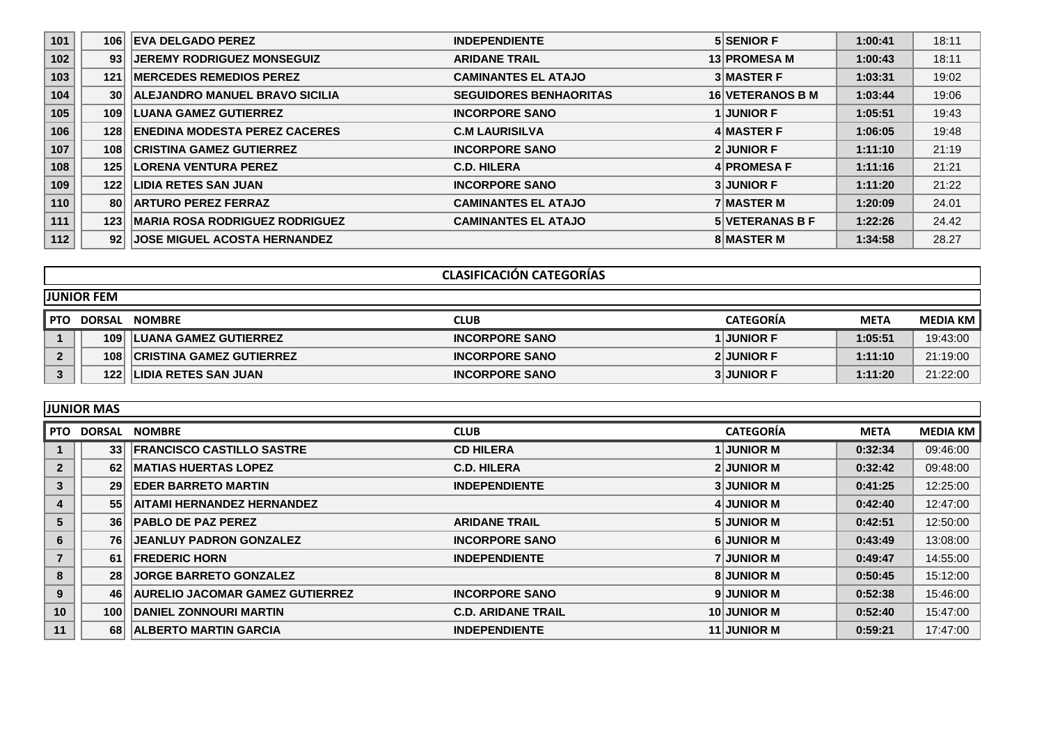| | | | | | | | |
|---|---|---|---|---|---|---|---|
| 101 | 106 | EVA DELGADO PEREZ | INDEPENDIENTE | 5 | SENIOR F | 1:00:41 | 18:11 |
| 102 | 93 | JEREMY RODRIGUEZ MONSEGUIZ | ARIDANE TRAIL | 13 | PROMESA M | 1:00:43 | 18:11 |
| 103 | 121 | MERCEDES REMEDIOS PEREZ | CAMINANTES EL ATAJO | 3 | MASTER F | 1:03:31 | 19:02 |
| 104 | 30 | ALEJANDRO MANUEL BRAVO SICILIA | SEGUIDORES BENHAORITAS | 16 | VETERANOS B M | 1:03:44 | 19:06 |
| 105 | 109 | LUANA GAMEZ GUTIERREZ | INCORPORE SANO | 1 | JUNIOR F | 1:05:51 | 19:43 |
| 106 | 128 | ENEDINA MODESTA PEREZ CACERES | C.M LAURISILVA | 4 | MASTER F | 1:06:05 | 19:48 |
| 107 | 108 | CRISTINA GAMEZ GUTIERREZ | INCORPORE SANO | 2 | JUNIOR F | 1:11:10 | 21:19 |
| 108 | 125 | LORENA VENTURA PEREZ | C.D. HILERA | 4 | PROMESA F | 1:11:16 | 21:21 |
| 109 | 122 | LIDIA RETES SAN JUAN | INCORPORE SANO | 3 | JUNIOR F | 1:11:20 | 21:22 |
| 110 | 80 | ARTURO PEREZ FERRAZ | CAMINANTES EL ATAJO | 7 | MASTER M | 1:20:09 | 24.01 |
| 111 | 123 | MARIA ROSA RODRIGUEZ RODRIGUEZ | CAMINANTES EL ATAJO | 5 | VETERANAS B F | 1:22:26 | 24.42 |
| 112 | 92 | JOSE MIGUEL ACOSTA HERNANDEZ | | 8 | MASTER M | 1:34:58 | 28.27 |

## CLASIFICACIÓN CATEGORÍAS

### JUNIOR FEM

| PTO | DORSAL | NOMBRE | CLUB | | CATEGORÍA | META | MEDIA KM |
|---|---|---|---|---|---|---|---|
| 1 | 109 | LUANA GAMEZ GUTIERREZ | INCORPORE SANO | 1 | JUNIOR F | 1:05:51 | 19:43:00 |
| 2 | 108 | CRISTINA GAMEZ GUTIERREZ | INCORPORE SANO | 2 | JUNIOR F | 1:11:10 | 21:19:00 |
| 3 | 122 | LIDIA RETES SAN JUAN | INCORPORE SANO | 3 | JUNIOR F | 1:11:20 | 21:22:00 |

### JUNIOR MAS

| PTO | DORSAL | NOMBRE | CLUB | | CATEGORÍA | META | MEDIA KM |
|---|---|---|---|---|---|---|---|
| 1 | 33 | FRANCISCO CASTILLO SASTRE | CD HILERA | 1 | JUNIOR M | 0:32:34 | 09:46:00 |
| 2 | 62 | MATIAS HUERTAS LOPEZ | C.D. HILERA | 2 | JUNIOR M | 0:32:42 | 09:48:00 |
| 3 | 29 | EDER BARRETO MARTIN | INDEPENDIENTE | 3 | JUNIOR M | 0:41:25 | 12:25:00 |
| 4 | 55 | AITAMI HERNANDEZ HERNANDEZ | | 4 | JUNIOR M | 0:42:40 | 12:47:00 |
| 5 | 36 | PABLO DE PAZ PEREZ | ARIDANE TRAIL | 5 | JUNIOR M | 0:42:51 | 12:50:00 |
| 6 | 76 | JEANLUY PADRON GONZALEZ | INCORPORE SANO | 6 | JUNIOR M | 0:43:49 | 13:08:00 |
| 7 | 61 | FREDERIC HORN | INDEPENDIENTE | 7 | JUNIOR M | 0:49:47 | 14:55:00 |
| 8 | 28 | JORGE BARRETO GONZALEZ | | 8 | JUNIOR M | 0:50:45 | 15:12:00 |
| 9 | 46 | AURELIO JACOMAR GAMEZ GUTIERREZ | INCORPORE SANO | 9 | JUNIOR M | 0:52:38 | 15:46:00 |
| 10 | 100 | DANIEL ZONNOURI MARTIN | C.D. ARIDANE TRAIL | 10 | JUNIOR M | 0:52:40 | 15:47:00 |
| 11 | 68 | ALBERTO MARTIN GARCIA | INDEPENDIENTE | 11 | JUNIOR M | 0:59:21 | 17:47:00 |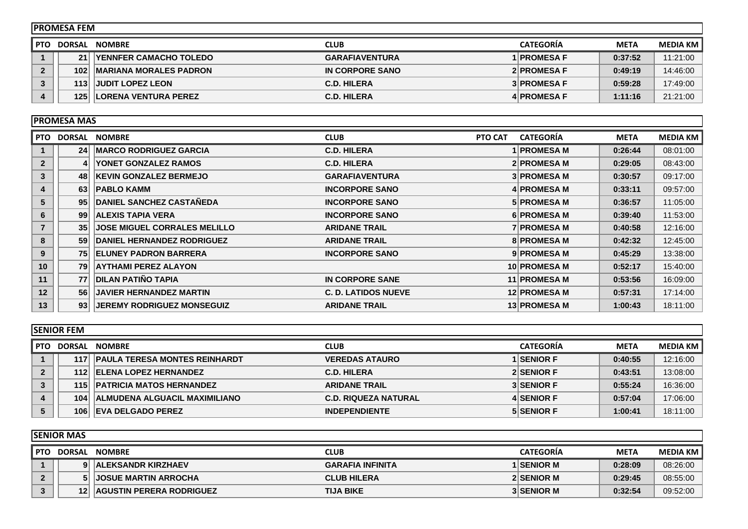## PROMESA FEM

| PTO | DORSAL | NOMBRE | CLUB | | CATEGORÍA | META | MEDIA KM |
|---|---|---|---|---|---|---|---|
| 1 | 21 | YENNFER CAMACHO TOLEDO | GARAFIAVENTURA | 1 | PROMESA F | 0:37:52 | 11:21:00 |
| 2 | 102 | MARIANA MORALES PADRON | IN CORPORE SANO | 2 | PROMESA F | 0:49:19 | 14:46:00 |
| 3 | 113 | JUDIT LOPEZ LEON | C.D. HILERA | 3 | PROMESA F | 0:59:28 | 17:49:00 |
| 4 | 125 | LORENA VENTURA PEREZ | C.D. HILERA | 4 | PROMESA F | 1:11:16 | 21:21:00 |

## PROMESA MAS

| PTO | DORSAL | NOMBRE | CLUB | PTO CAT | CATEGORÍA | META | MEDIA KM |
|---|---|---|---|---|---|---|---|
| 1 | 24 | MARCO RODRIGUEZ GARCIA | C.D. HILERA | 1 | PROMESA M | 0:26:44 | 08:01:00 |
| 2 | 4 | YONET GONZALEZ RAMOS | C.D. HILERA | 2 | PROMESA M | 0:29:05 | 08:43:00 |
| 3 | 48 | KEVIN GONZALEZ BERMEJO | GARAFIAVENTURA | 3 | PROMESA M | 0:30:57 | 09:17:00 |
| 4 | 63 | PABLO KAMM | INCORPORE SANO | 4 | PROMESA M | 0:33:11 | 09:57:00 |
| 5 | 95 | DANIEL SANCHEZ CASTAÑEDA | INCORPORE SANO | 5 | PROMESA M | 0:36:57 | 11:05:00 |
| 6 | 99 | ALEXIS TAPIA VERA | INCORPORE SANO | 6 | PROMESA M | 0:39:40 | 11:53:00 |
| 7 | 35 | JOSE MIGUEL CORRALES MELILLO | ARIDANE TRAIL | 7 | PROMESA M | 0:40:58 | 12:16:00 |
| 8 | 59 | DANIEL HERNANDEZ RODRIGUEZ | ARIDANE TRAIL | 8 | PROMESA M | 0:42:32 | 12:45:00 |
| 9 | 75 | ELUNEY PADRON BARRERA | INCORPORE SANO | 9 | PROMESA M | 0:45:29 | 13:38:00 |
| 10 | 79 | AYTHAMI PEREZ ALAYON | | 10 | PROMESA M | 0:52:17 | 15:40:00 |
| 11 | 77 | DILAN PATIÑO TAPIA | IN CORPORE SANE | 11 | PROMESA M | 0:53:56 | 16:09:00 |
| 12 | 56 | JAVIER HERNANDEZ MARTIN | C. D. LATIDOS NUEVE | 12 | PROMESA M | 0:57:31 | 17:14:00 |
| 13 | 93 | JEREMY RODRIGUEZ MONSEGUIZ | ARIDANE TRAIL | 13 | PROMESA M | 1:00:43 | 18:11:00 |

## SENIOR FEM

| PTO | DORSAL | NOMBRE | CLUB | | CATEGORÍA | META | MEDIA KM |
|---|---|---|---|---|---|---|---|
| 1 | 117 | PAULA TERESA MONTES REINHARDT | VEREDAS ATAURO | 1 | SENIOR F | 0:40:55 | 12:16:00 |
| 2 | 112 | ELENA LOPEZ HERNANDEZ | C.D. HILERA | 2 | SENIOR F | 0:43:51 | 13:08:00 |
| 3 | 115 | PATRICIA MATOS HERNANDEZ | ARIDANE TRAIL | 3 | SENIOR F | 0:55:24 | 16:36:00 |
| 4 | 104 | ALMUDENA ALGUACIL MAXIMILIANO | C.D. RIQUEZA NATURAL | 4 | SENIOR F | 0:57:04 | 17:06:00 |
| 5 | 106 | EVA DELGADO PEREZ | INDEPENDIENTE | 5 | SENIOR F | 1:00:41 | 18:11:00 |

## SENIOR MAS

| PTO | DORSAL | NOMBRE | CLUB | | CATEGORÍA | META | MEDIA KM |
|---|---|---|---|---|---|---|---|
| 1 | 9 | ALEKSANDR KIRZHAEV | GARAFIA INFINITA | 1 | SENIOR M | 0:28:09 | 08:26:00 |
| 2 | 5 | JOSUE MARTIN ARROCHA | CLUB HILERA | 2 | SENIOR M | 0:29:45 | 08:55:00 |
| 3 | 12 | AGUSTIN PERERA RODRIGUEZ | TIJA BIKE | 3 | SENIOR M | 0:32:54 | 09:52:00 |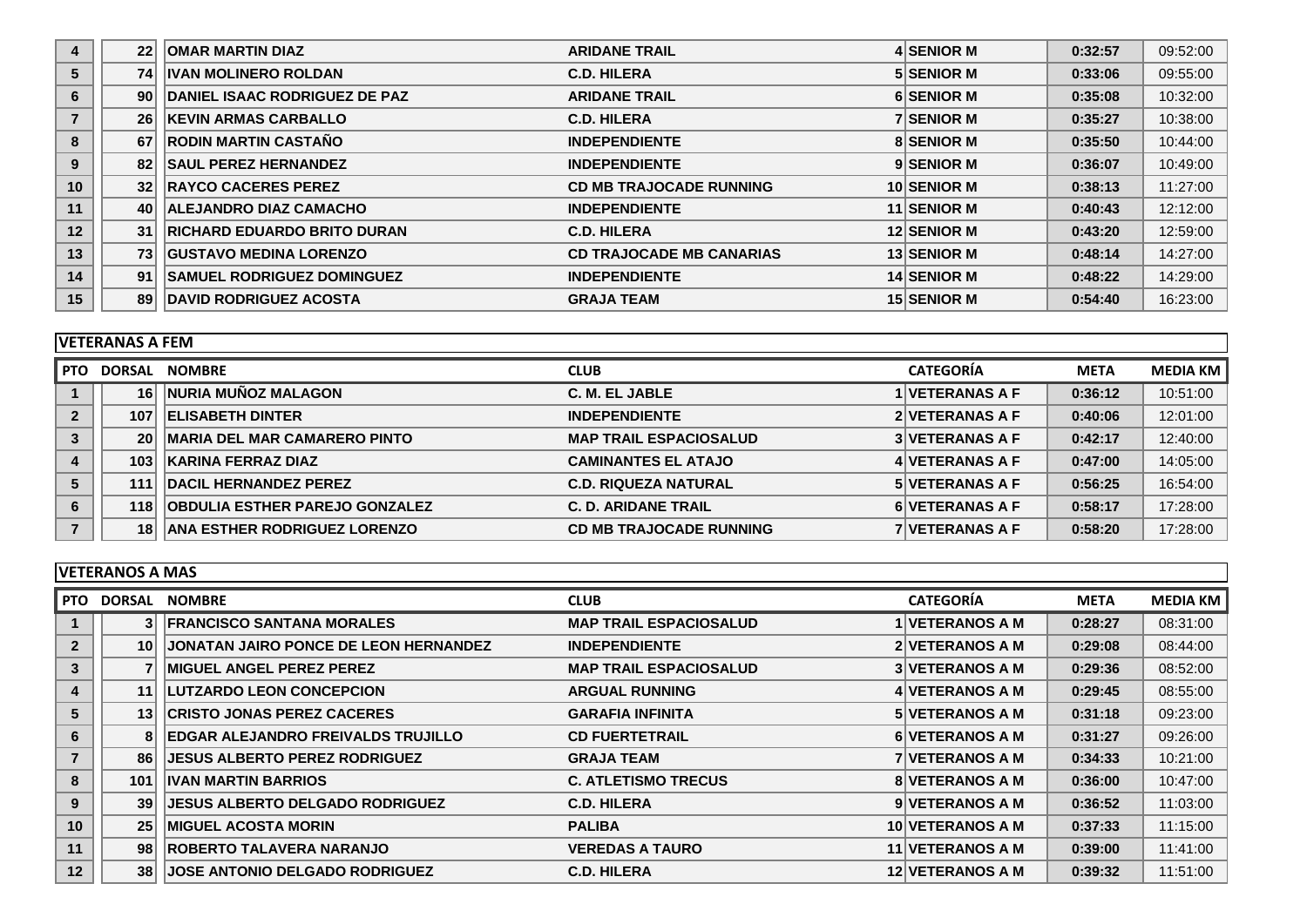| PTO | DORSAL | NOMBRE | CLUB | CATEGORÍA | META | MEDIA KM |
|---|---|---|---|---|---|---|
| 4 | 22 | OMAR MARTIN DIAZ | ARIDANE TRAIL | 4 SENIOR M | 0:32:57 | 09:52:00 |
| 5 | 74 | IVAN MOLINERO ROLDAN | C.D. HILERA | 5 SENIOR M | 0:33:06 | 09:55:00 |
| 6 | 90 | DANIEL ISAAC RODRIGUEZ DE PAZ | ARIDANE TRAIL | 6 SENIOR M | 0:35:08 | 10:32:00 |
| 7 | 26 | KEVIN ARMAS CARBALLO | C.D. HILERA | 7 SENIOR M | 0:35:27 | 10:38:00 |
| 8 | 67 | RODIN MARTIN CASTAÑO | INDEPENDIENTE | 8 SENIOR M | 0:35:50 | 10:44:00 |
| 9 | 82 | SAUL PEREZ HERNANDEZ | INDEPENDIENTE | 9 SENIOR M | 0:36:07 | 10:49:00 |
| 10 | 32 | RAYCO CACERES PEREZ | CD MB TRAJOCADE RUNNING | 10 SENIOR M | 0:38:13 | 11:27:00 |
| 11 | 40 | ALEJANDRO DIAZ CAMACHO | INDEPENDIENTE | 11 SENIOR M | 0:40:43 | 12:12:00 |
| 12 | 31 | RICHARD EDUARDO BRITO DURAN | C.D. HILERA | 12 SENIOR M | 0:43:20 | 12:59:00 |
| 13 | 73 | GUSTAVO MEDINA LORENZO | CD TRAJOCADE MB CANARIAS | 13 SENIOR M | 0:48:14 | 14:27:00 |
| 14 | 91 | SAMUEL RODRIGUEZ DOMINGUEZ | INDEPENDIENTE | 14 SENIOR M | 0:48:22 | 14:29:00 |
| 15 | 89 | DAVID RODRIGUEZ ACOSTA | GRAJA TEAM | 15 SENIOR M | 0:54:40 | 16:23:00 |

## VETERANAS A FEM

| PTO | DORSAL | NOMBRE | CLUB | CATEGORÍA | META | MEDIA KM |
|---|---|---|---|---|---|---|
| 1 | 16 | NURIA MUÑOZ MALAGON | C. M. EL JABLE | 1 VETERANAS A F | 0:36:12 | 10:51:00 |
| 2 | 107 | ELISABETH DINTER | INDEPENDIENTE | 2 VETERANAS A F | 0:40:06 | 12:01:00 |
| 3 | 20 | MARIA DEL MAR CAMARERO PINTO | MAP TRAIL ESPACIOSALUD | 3 VETERANAS A F | 0:42:17 | 12:40:00 |
| 4 | 103 | KARINA FERRAZ DIAZ | CAMINANTES EL ATAJO | 4 VETERANAS A F | 0:47:00 | 14:05:00 |
| 5 | 111 | DACIL HERNANDEZ PEREZ | C.D. RIQUEZA NATURAL | 5 VETERANAS A F | 0:56:25 | 16:54:00 |
| 6 | 118 | OBDULIA ESTHER PAREJO GONZALEZ | C. D. ARIDANE TRAIL | 6 VETERANAS A F | 0:58:17 | 17:28:00 |
| 7 | 18 | ANA ESTHER RODRIGUEZ LORENZO | CD MB TRAJOCADE RUNNING | 7 VETERANAS A F | 0:58:20 | 17:28:00 |

## VETERANOS A MAS

| PTO | DORSAL | NOMBRE | CLUB | CATEGORÍA | META | MEDIA KM |
|---|---|---|---|---|---|---|
| 1 | 3 | FRANCISCO SANTANA MORALES | MAP TRAIL ESPACIOSALUD | 1 VETERANOS A M | 0:28:27 | 08:31:00 |
| 2 | 10 | JONATAN JAIRO PONCE DE LEON HERNANDEZ | INDEPENDIENTE | 2 VETERANOS A M | 0:29:08 | 08:44:00 |
| 3 | 7 | MIGUEL ANGEL PEREZ PEREZ | MAP TRAIL ESPACIOSALUD | 3 VETERANOS A M | 0:29:36 | 08:52:00 |
| 4 | 11 | LUTZARDO LEON CONCEPCION | ARGUAL RUNNING | 4 VETERANOS A M | 0:29:45 | 08:55:00 |
| 5 | 13 | CRISTO JONAS PEREZ CACERES | GARAFIA INFINITA | 5 VETERANOS A M | 0:31:18 | 09:23:00 |
| 6 | 8 | EDGAR ALEJANDRO FREIVALDS TRUJILLO | CD FUERTETRAIL | 6 VETERANOS A M | 0:31:27 | 09:26:00 |
| 7 | 86 | JESUS ALBERTO PEREZ RODRIGUEZ | GRAJA TEAM | 7 VETERANOS A M | 0:34:33 | 10:21:00 |
| 8 | 101 | IVAN MARTIN BARRIOS | C. ATLETISMO TRECUS | 8 VETERANOS A M | 0:36:00 | 10:47:00 |
| 9 | 39 | JESUS ALBERTO DELGADO RODRIGUEZ | C.D. HILERA | 9 VETERANOS A M | 0:36:52 | 11:03:00 |
| 10 | 25 | MIGUEL ACOSTA MORIN | PALIBA | 10 VETERANOS A M | 0:37:33 | 11:15:00 |
| 11 | 98 | ROBERTO TALAVERA NARANJO | VEREDAS A TAURO | 11 VETERANOS A M | 0:39:00 | 11:41:00 |
| 12 | 38 | JOSE ANTONIO DELGADO RODRIGUEZ | C.D. HILERA | 12 VETERANOS A M | 0:39:32 | 11:51:00 |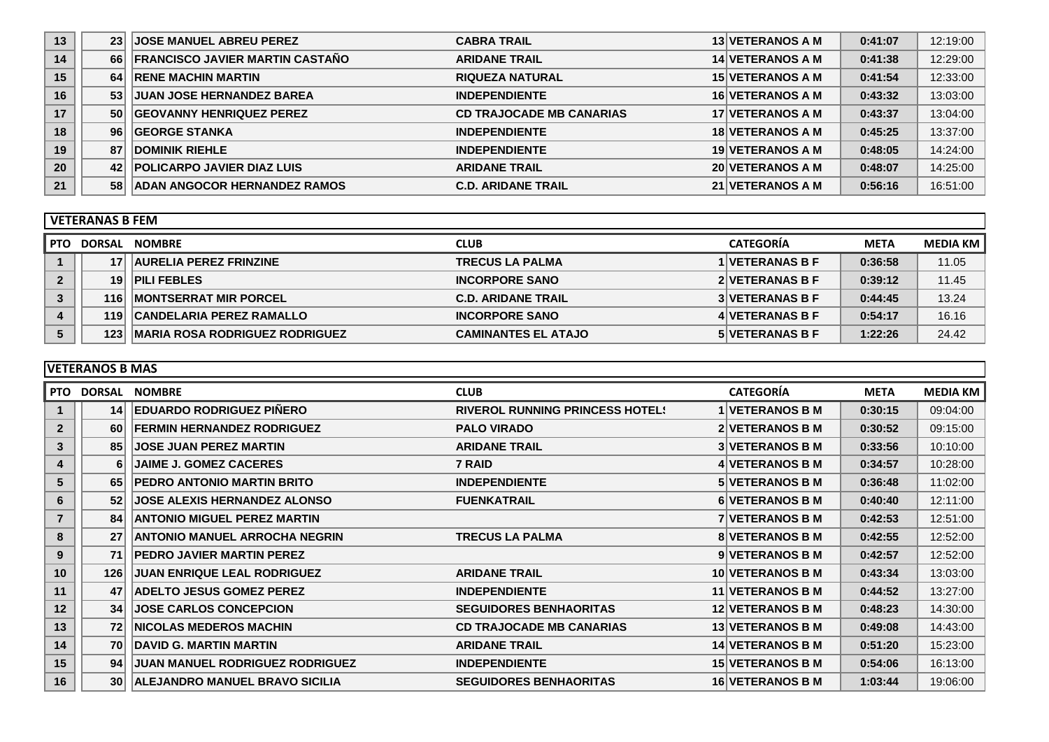| PTO | DORSAL | NOMBRE | CLUB | CATEGORÍA | META | MEDIA KM |
|---|---|---|---|---|---|---|
| 13 | 23 | JOSE MANUEL ABREU PEREZ | CABRA TRAIL | 13 VETERANOS A M | 0:41:07 | 12:19:00 |
| 14 | 66 | FRANCISCO JAVIER MARTIN CASTAÑO | ARIDANE TRAIL | 14 VETERANOS A M | 0:41:38 | 12:29:00 |
| 15 | 64 | RENE MACHIN MARTIN | RIQUEZA NATURAL | 15 VETERANOS A M | 0:41:54 | 12:33:00 |
| 16 | 53 | JUAN JOSE HERNANDEZ BAREA | INDEPENDIENTE | 16 VETERANOS A M | 0:43:32 | 13:03:00 |
| 17 | 50 | GEOVANNY HENRIQUEZ PEREZ | CD TRAJOCADE MB CANARIAS | 17 VETERANOS A M | 0:43:37 | 13:04:00 |
| 18 | 96 | GEORGE STANKA | INDEPENDIENTE | 18 VETERANOS A M | 0:45:25 | 13:37:00 |
| 19 | 87 | DOMINIK RIEHLE | INDEPENDIENTE | 19 VETERANOS A M | 0:48:05 | 14:24:00 |
| 20 | 42 | POLICARPO JAVIER DIAZ LUIS | ARIDANE TRAIL | 20 VETERANOS A M | 0:48:07 | 14:25:00 |
| 21 | 58 | ADAN ANGOCOR HERNANDEZ RAMOS | C.D. ARIDANE TRAIL | 21 VETERANOS A M | 0:56:16 | 16:51:00 |

## VETERANAS B FEM

| PTO | DORSAL | NOMBRE | CLUB | CATEGORÍA | META | MEDIA KM |
|---|---|---|---|---|---|---|
| 1 | 17 | AURELIA PEREZ FRINZINE | TRECUS LA PALMA | 1 VETERANAS B F | 0:36:58 | 11.05 |
| 2 | 19 | PILI FEBLES | INCORPORE SANO | 2 VETERANAS B F | 0:39:12 | 11.45 |
| 3 | 116 | MONTSERRAT MIR PORCEL | C.D. ARIDANE TRAIL | 3 VETERANAS B F | 0:44:45 | 13.24 |
| 4 | 119 | CANDELARIA PEREZ RAMALLO | INCORPORE SANO | 4 VETERANAS B F | 0:54:17 | 16.16 |
| 5 | 123 | MARIA ROSA RODRIGUEZ RODRIGUEZ | CAMINANTES EL ATAJO | 5 VETERANAS B F | 1:22:26 | 24.42 |

## VETERANOS B MAS

| PTO | DORSAL | NOMBRE | CLUB | CATEGORÍA | META | MEDIA KM |
|---|---|---|---|---|---|---|
| 1 | 14 | EDUARDO RODRIGUEZ PIÑERO | RIVEROL RUNNING PRINCESS HOTELS | 1 VETERANOS B M | 0:30:15 | 09:04:00 |
| 2 | 60 | FERMIN HERNANDEZ RODRIGUEZ | PALO VIRADO | 2 VETERANOS B M | 0:30:52 | 09:15:00 |
| 3 | 85 | JOSE JUAN PEREZ MARTIN | ARIDANE TRAIL | 3 VETERANOS B M | 0:33:56 | 10:10:00 |
| 4 | 6 | JAIME J. GOMEZ CACERES | 7 RAID | 4 VETERANOS B M | 0:34:57 | 10:28:00 |
| 5 | 65 | PEDRO ANTONIO MARTIN BRITO | INDEPENDIENTE | 5 VETERANOS B M | 0:36:48 | 11:02:00 |
| 6 | 52 | JOSE ALEXIS HERNANDEZ ALONSO | FUENKATRAIL | 6 VETERANOS B M | 0:40:40 | 12:11:00 |
| 7 | 84 | ANTONIO MIGUEL PEREZ MARTIN | | 7 VETERANOS B M | 0:42:53 | 12:51:00 |
| 8 | 27 | ANTONIO MANUEL ARROCHA NEGRIN | TRECUS LA PALMA | 8 VETERANOS B M | 0:42:55 | 12:52:00 |
| 9 | 71 | PEDRO JAVIER MARTIN PEREZ | | 9 VETERANOS B M | 0:42:57 | 12:52:00 |
| 10 | 126 | JUAN ENRIQUE LEAL RODRIGUEZ | ARIDANE TRAIL | 10 VETERANOS B M | 0:43:34 | 13:03:00 |
| 11 | 47 | ADELTO JESUS GOMEZ PEREZ | INDEPENDIENTE | 11 VETERANOS B M | 0:44:52 | 13:27:00 |
| 12 | 34 | JOSE CARLOS CONCEPCION | SEGUIDORES BENHAORITAS | 12 VETERANOS B M | 0:48:23 | 14:30:00 |
| 13 | 72 | NICOLAS MEDEROS MACHIN | CD TRAJOCADE MB CANARIAS | 13 VETERANOS B M | 0:49:08 | 14:43:00 |
| 14 | 70 | DAVID G. MARTIN MARTIN | ARIDANE TRAIL | 14 VETERANOS B M | 0:51:20 | 15:23:00 |
| 15 | 94 | JUAN MANUEL RODRIGUEZ RODRIGUEZ | INDEPENDIENTE | 15 VETERANOS B M | 0:54:06 | 16:13:00 |
| 16 | 30 | ALEJANDRO MANUEL BRAVO SICILIA | SEGUIDORES BENHAORITAS | 16 VETERANOS B M | 1:03:44 | 19:06:00 |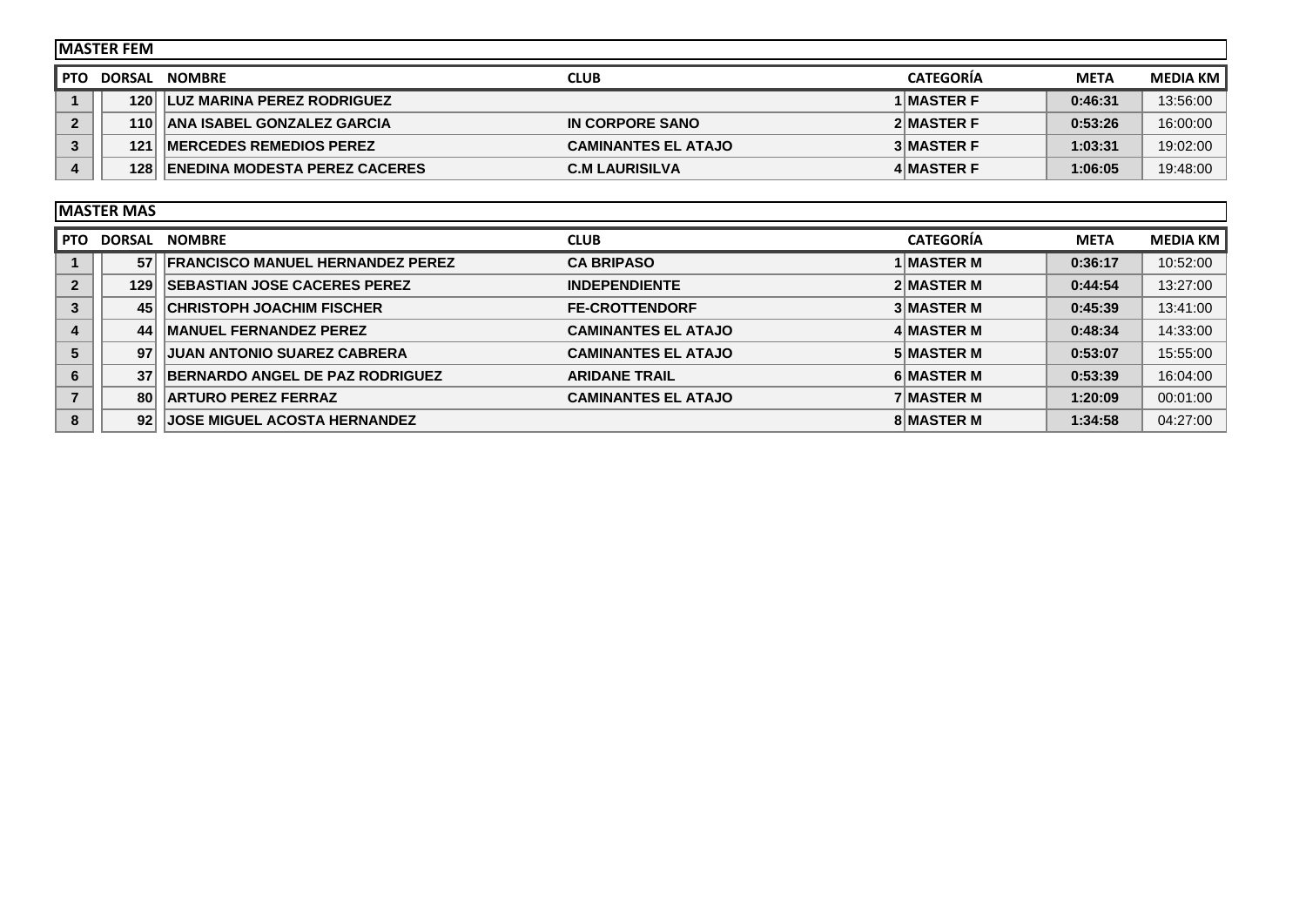## MASTER FEM

| PTO | DORSAL | NOMBRE | CLUB | CATEGORÍA | META | MEDIA KM |
|---|---|---|---|---|---|---|
| 1 | 120 | LUZ MARINA PEREZ RODRIGUEZ | | 1 MASTER F | 0:46:31 | 13:56:00 |
| 2 | 110 | ANA ISABEL GONZALEZ GARCIA | IN CORPORE SANO | 2 MASTER F | 0:53:26 | 16:00:00 |
| 3 | 121 | MERCEDES REMEDIOS PEREZ | CAMINANTES EL ATAJO | 3 MASTER F | 1:03:31 | 19:02:00 |
| 4 | 128 | ENEDINA MODESTA PEREZ CACERES | C.M LAURISILVA | 4 MASTER F | 1:06:05 | 19:48:00 |

## MASTER MAS

| PTO | DORSAL | NOMBRE | CLUB | CATEGORÍA | META | MEDIA KM |
|---|---|---|---|---|---|---|
| 1 | 57 | FRANCISCO MANUEL HERNANDEZ PEREZ | CA BRIPASO | 1 MASTER M | 0:36:17 | 10:52:00 |
| 2 | 129 | SEBASTIAN JOSE CACERES PEREZ | INDEPENDIENTE | 2 MASTER M | 0:44:54 | 13:27:00 |
| 3 | 45 | CHRISTOPH JOACHIM FISCHER | FE-CROTTENDORF | 3 MASTER M | 0:45:39 | 13:41:00 |
| 4 | 44 | MANUEL FERNANDEZ PEREZ | CAMINANTES EL ATAJO | 4 MASTER M | 0:48:34 | 14:33:00 |
| 5 | 97 | JUAN ANTONIO SUAREZ CABRERA | CAMINANTES EL ATAJO | 5 MASTER M | 0:53:07 | 15:55:00 |
| 6 | 37 | BERNARDO ANGEL DE PAZ RODRIGUEZ | ARIDANE TRAIL | 6 MASTER M | 0:53:39 | 16:04:00 |
| 7 | 80 | ARTURO PEREZ FERRAZ | CAMINANTES EL ATAJO | 7 MASTER M | 1:20:09 | 00:01:00 |
| 8 | 92 | JOSE MIGUEL ACOSTA HERNANDEZ | | 8 MASTER M | 1:34:58 | 04:27:00 |